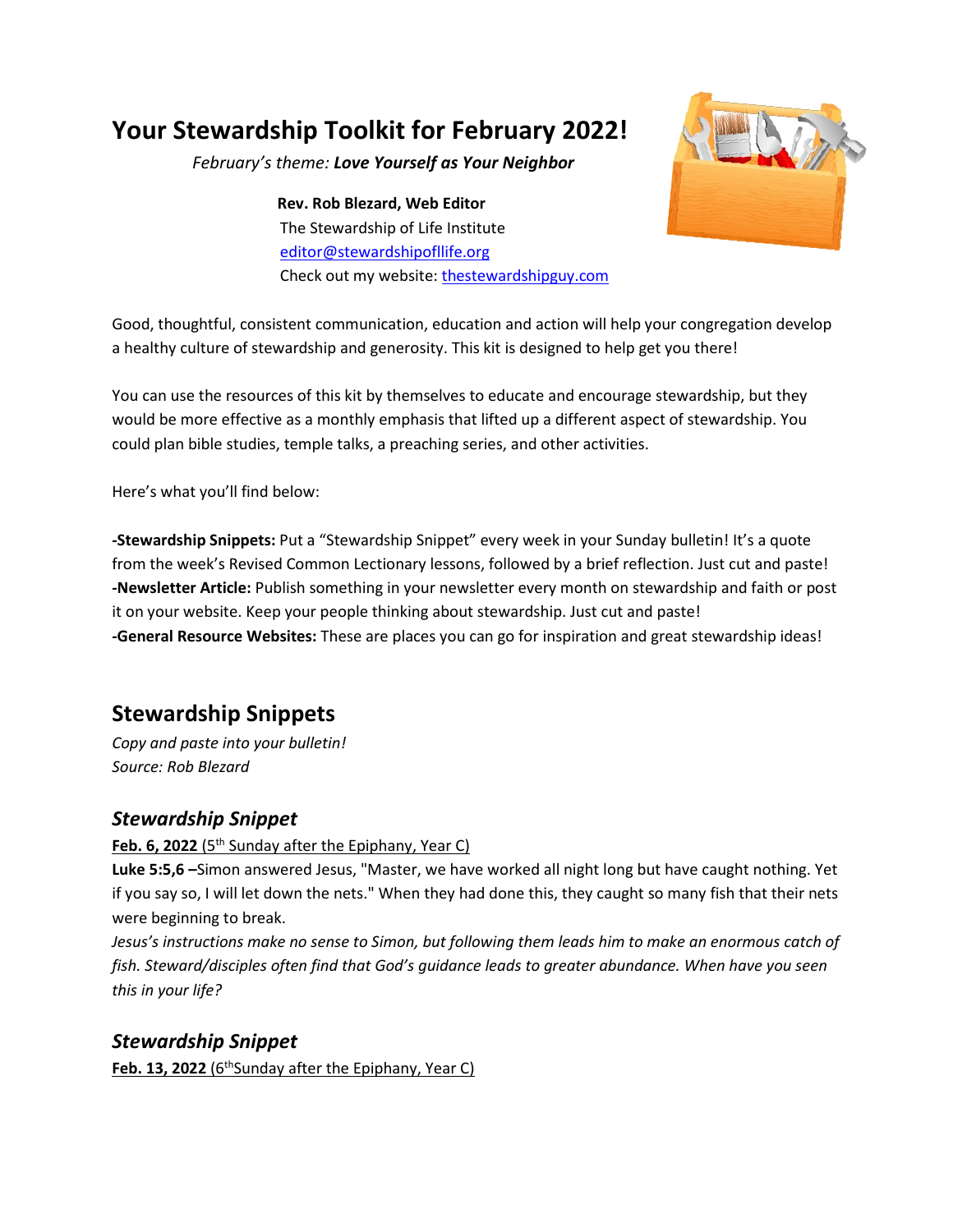# Your Stewardship Toolkit for February 2022!

*February's theme: **Love Yourself as Your Neighbor***

**Rev. Rob Blezard, Web Editor**
The Stewardship of Life Institute
editor@stewardshipofllife.org
Check out my website: thestewardshipguy.com

Good, thoughtful, consistent communication, education and action will help your congregation develop a healthy culture of stewardship and generosity. This kit is designed to help get you there!

You can use the resources of this kit by themselves to educate and encourage stewardship, but they would be more effective as a monthly emphasis that lifted up a different aspect of stewardship. You could plan bible studies, temple talks, a preaching series, and other activities.

Here's what you'll find below:

**-Stewardship Snippets:** Put a "Stewardship Snippet" every week in your Sunday bulletin! It's a quote from the week's Revised Common Lectionary lessons, followed by a brief reflection. Just cut and paste!
**-Newsletter Article:** Publish something in your newsletter every month on stewardship and faith or post it on your website. Keep your people thinking about stewardship. Just cut and paste!
**-General Resource Websites:** These are places you can go for inspiration and great stewardship ideas!

## Stewardship Snippets

*Copy and paste into your bulletin!*
*Source: Rob Blezard*

### *Stewardship Snippet*

**Feb. 6, 2022** (5th Sunday after the Epiphany, Year C)
**Luke 5:5,6 –**Simon answered Jesus, "Master, we have worked all night long but have caught nothing. Yet if you say so, I will let down the nets." When they had done this, they caught so many fish that their nets were beginning to break.
*Jesus's instructions make no sense to Simon, but following them leads him to make an enormous catch of fish. Steward/disciples often find that God's guidance leads to greater abundance. When have you seen this in your life?*

### *Stewardship Snippet*

**Feb. 13, 2022** (6thSunday after the Epiphany, Year C)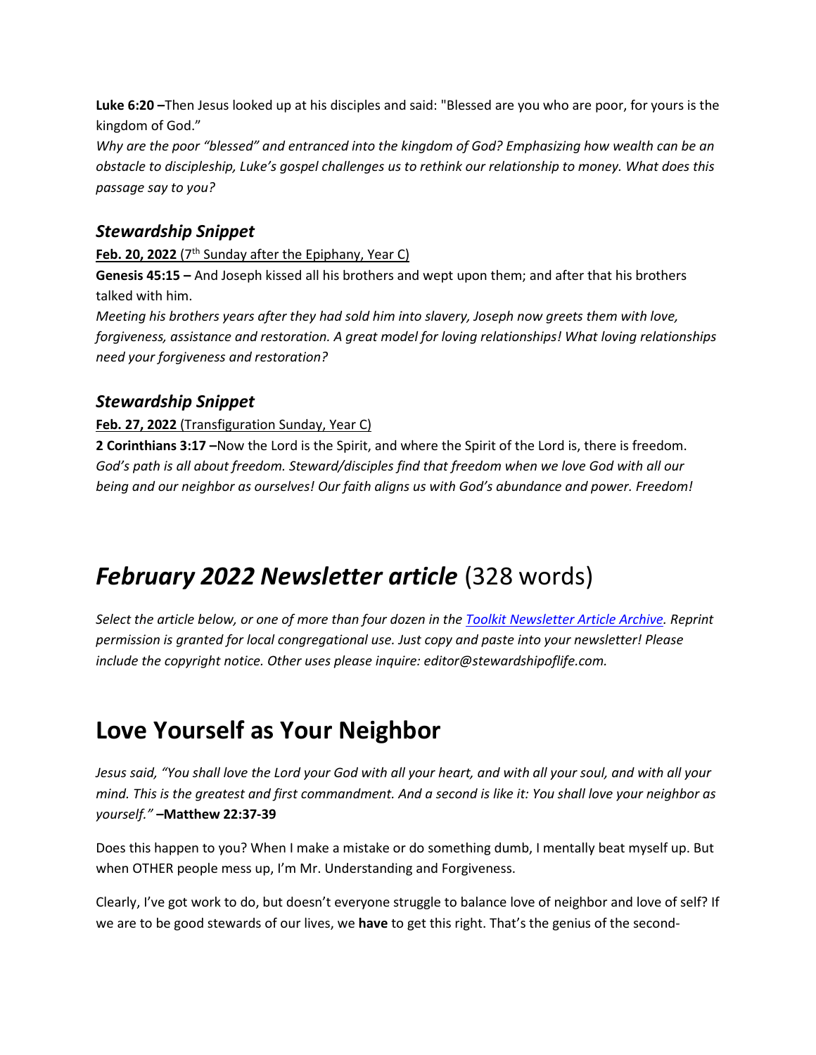**Luke 6:20 –**Then Jesus looked up at his disciples and said: "Blessed are you who are poor, for yours is the kingdom of God."

*Why are the poor "blessed" and entranced into the kingdom of God? Emphasizing how wealth can be an obstacle to discipleship, Luke's gospel challenges us to rethink our relationship to money. What does this passage say to you?*

### *Stewardship Snippet*

**Feb. 20, 2022** (7th Sunday after the Epiphany, Year C)

**Genesis 45:15 –** And Joseph kissed all his brothers and wept upon them; and after that his brothers talked with him.

*Meeting his brothers years after they had sold him into slavery, Joseph now greets them with love, forgiveness, assistance and restoration. A great model for loving relationships! What loving relationships need your forgiveness and restoration?*

### *Stewardship Snippet*

**Feb. 27, 2022** (Transfiguration Sunday, Year C)

**2 Corinthians 3:17 –**Now the Lord is the Spirit, and where the Spirit of the Lord is, there is freedom.

*God's path is all about freedom. Steward/disciples find that freedom when we love God with all our being and our neighbor as ourselves! Our faith aligns us with God's abundance and power. Freedom!*

# ***February 2022 Newsletter article*** (328 words)

*Select the article below, or one of more than four dozen in the Toolkit Newsletter Article Archive. Reprint permission is granted for local congregational use. Just copy and paste into your newsletter! Please include the copyright notice. Other uses please inquire: editor@stewardshipoflife.com.*

# Love Yourself as Your Neighbor

*Jesus said, "You shall love the Lord your God with all your heart, and with all your soul, and with all your mind. This is the greatest and first commandment. And a second is like it: You shall love your neighbor as yourself."* **–Matthew 22:37-39**

Does this happen to you? When I make a mistake or do something dumb, I mentally beat myself up. But when OTHER people mess up, I'm Mr. Understanding and Forgiveness.

Clearly, I've got work to do, but doesn't everyone struggle to balance love of neighbor and love of self? If we are to be good stewards of our lives, we **have** to get this right. That's the genius of the second-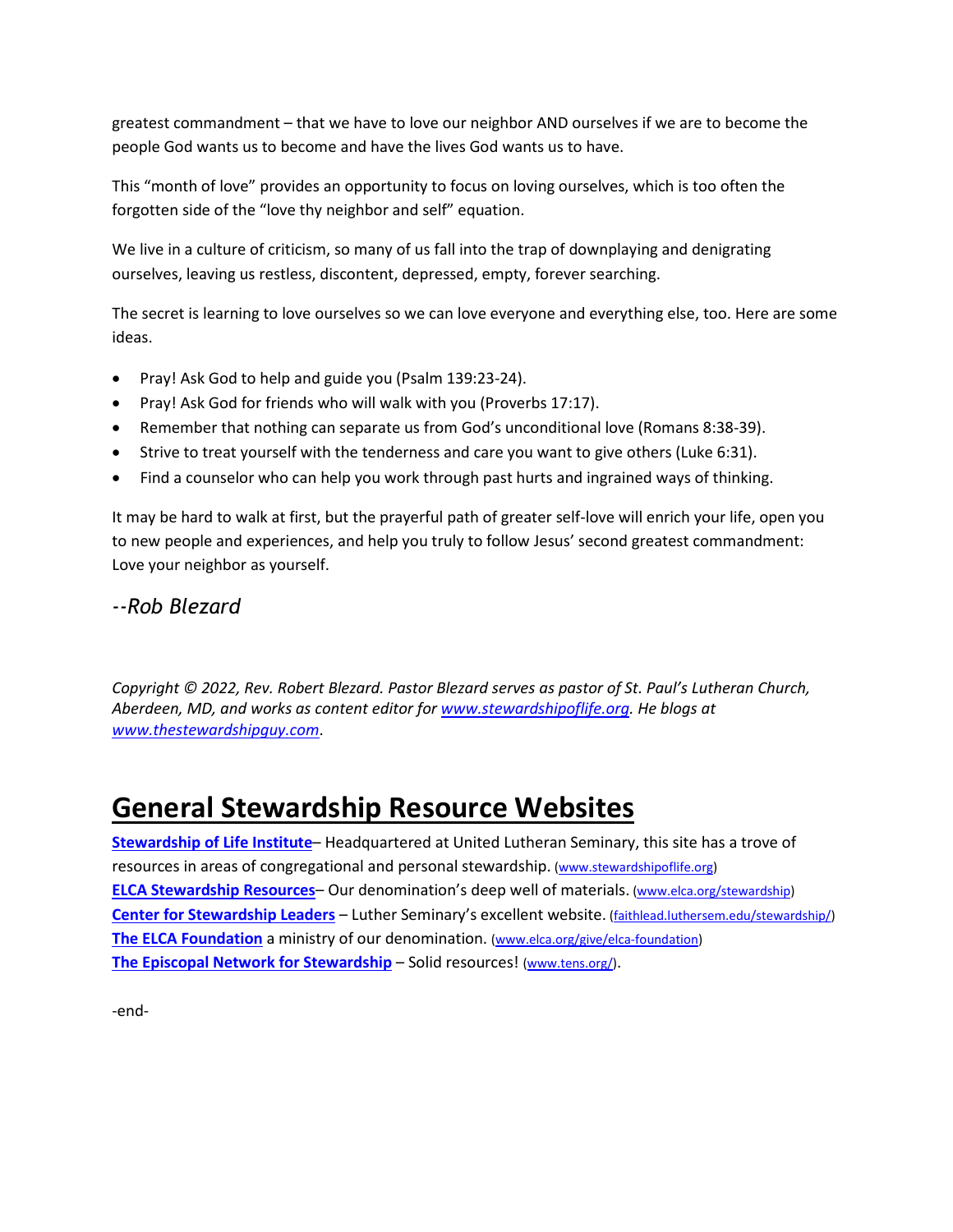greatest commandment – that we have to love our neighbor AND ourselves if we are to become the people God wants us to become and have the lives God wants us to have.

This "month of love" provides an opportunity to focus on loving ourselves, which is too often the forgotten side of the "love thy neighbor and self" equation.

We live in a culture of criticism, so many of us fall into the trap of downplaying and denigrating ourselves, leaving us restless, discontent, depressed, empty, forever searching.

The secret is learning to love ourselves so we can love everyone and everything else, too. Here are some ideas.

- Pray! Ask God to help and guide you (Psalm 139:23-24).
- Pray! Ask God for friends who will walk with you (Proverbs 17:17).
- Remember that nothing can separate us from God's unconditional love (Romans 8:38-39).
- Strive to treat yourself with the tenderness and care you want to give others (Luke 6:31).
- Find a counselor who can help you work through past hurts and ingrained ways of thinking.

It may be hard to walk at first, but the prayerful path of greater self-love will enrich your life, open you to new people and experiences, and help you truly to follow Jesus' second greatest commandment: Love your neighbor as yourself.

*--Rob Blezard*

*Copyright © 2022, Rev. Robert Blezard. Pastor Blezard serves as pastor of St. Paul's Lutheran Church, Aberdeen, MD, and works as content editor for [www.stewardshipoflife.org](www.stewardshipoflife.org). He blogs at [www.thestewardshipguy.com](www.thestewardshipguy.com).*

# General Stewardship Resource Websites

**Stewardship of Life Institute**– Headquartered at United Lutheran Seminary, this site has a trove of resources in areas of congregational and personal stewardship. (www.stewardshipoflife.org)
**ELCA Stewardship Resources**– Our denomination's deep well of materials. (www.elca.org/stewardship)
**Center for Stewardship Leaders** – Luther Seminary's excellent website. (faithlead.luthersem.edu/stewardship/)
**The ELCA Foundation** a ministry of our denomination. (www.elca.org/give/elca-foundation)
**The Episcopal Network for Stewardship** – Solid resources! (www.tens.org/).

-end-